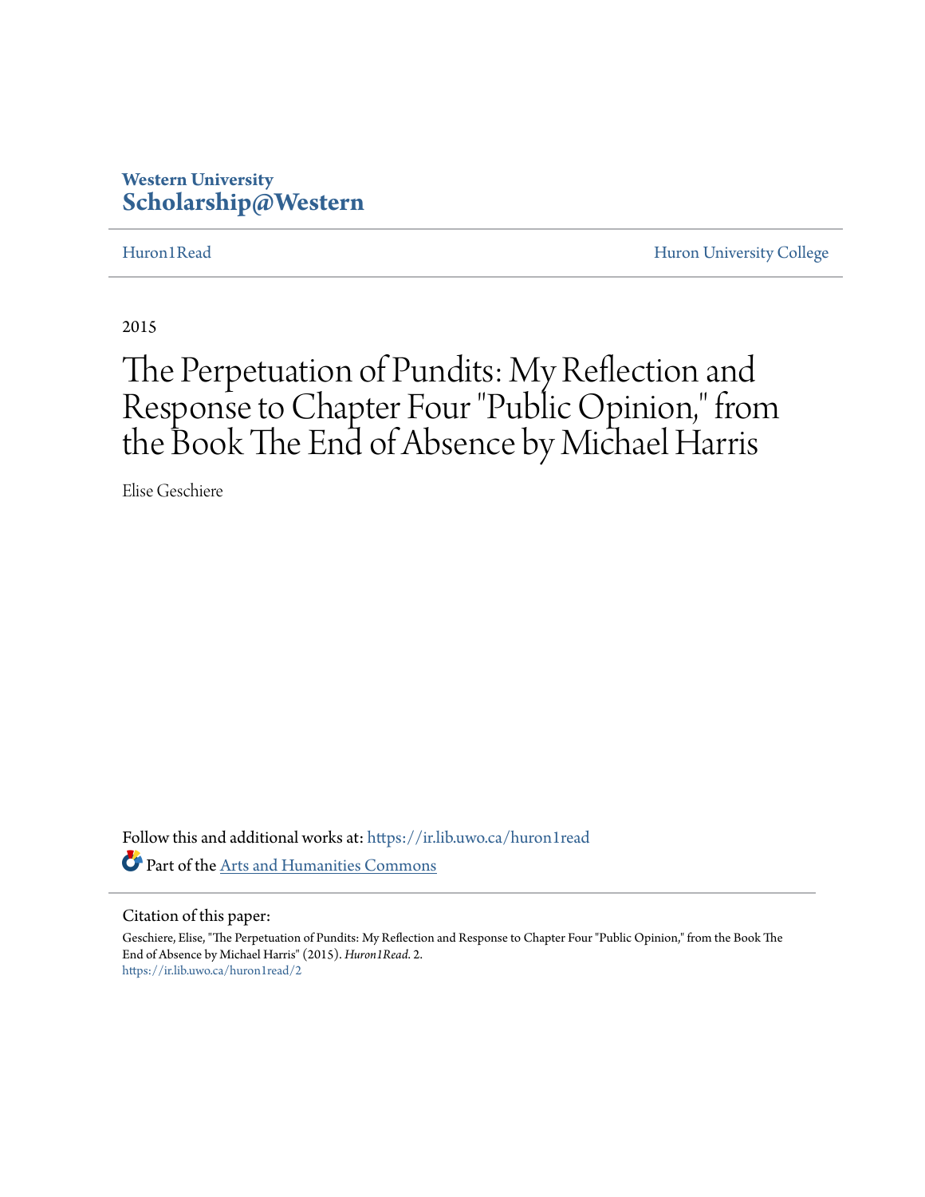Western University
**Scholarship@Western**

Huron1Read | Huron University College

2015

# The Perpetuation of Pundits: My Reflection and Response to Chapter Four "Public Opinion," from the Book The End of Absence by Michael Harris

Elise Geschiere

Follow this and additional works at: https://ir.lib.uwo.ca/huron1read

Part of the Arts and Humanities Commons

Citation of this paper:

Geschiere, Elise, "The Perpetuation of Pundits: My Reflection and Response to Chapter Four "Public Opinion," from the Book The End of Absence by Michael Harris" (2015). *Huron1Read*. 2.
https://ir.lib.uwo.ca/huron1read/2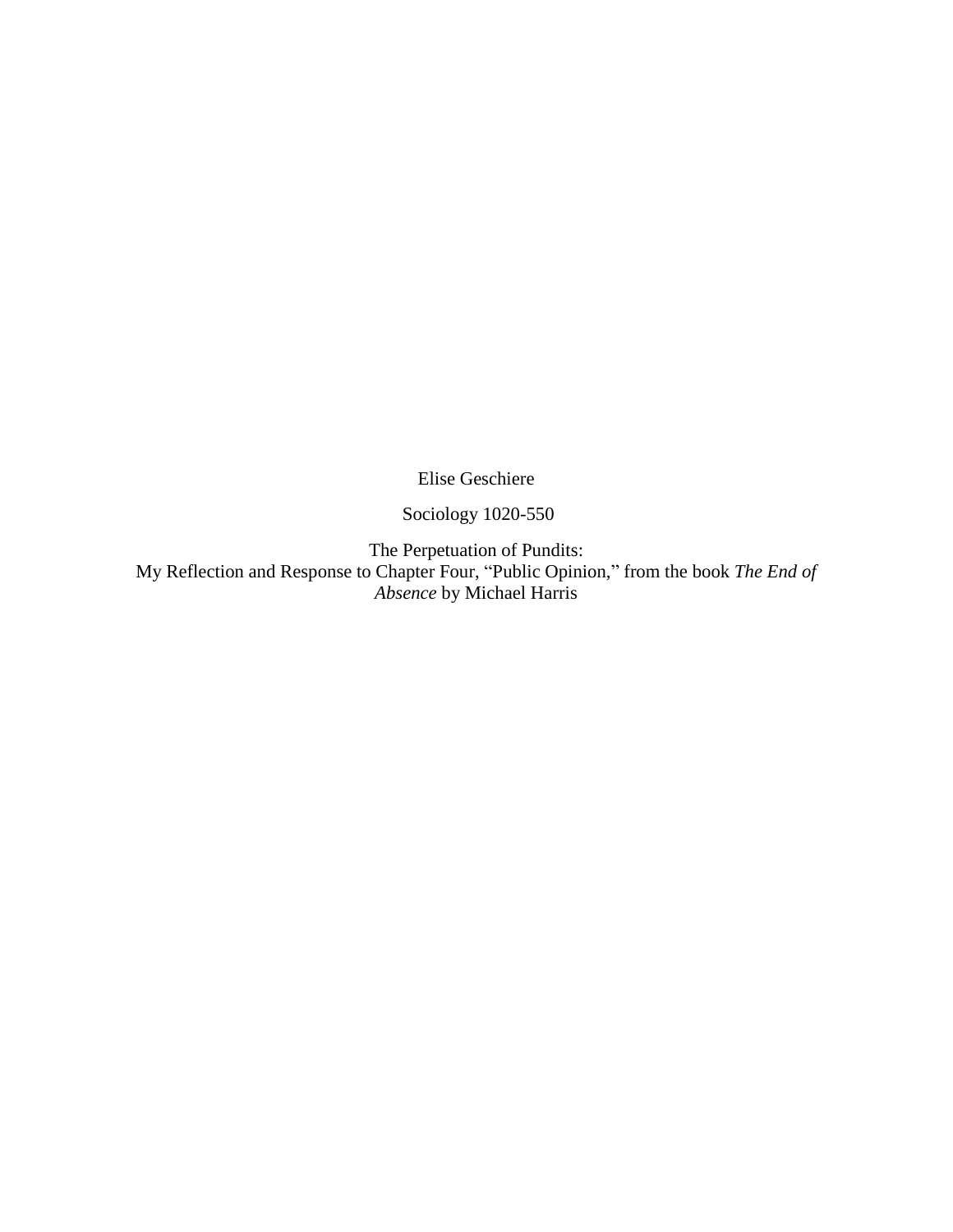Elise Geschiere

Sociology 1020-550

The Perpetuation of Pundits:
My Reflection and Response to Chapter Four, “Public Opinion,” from the book *The End of Absence* by Michael Harris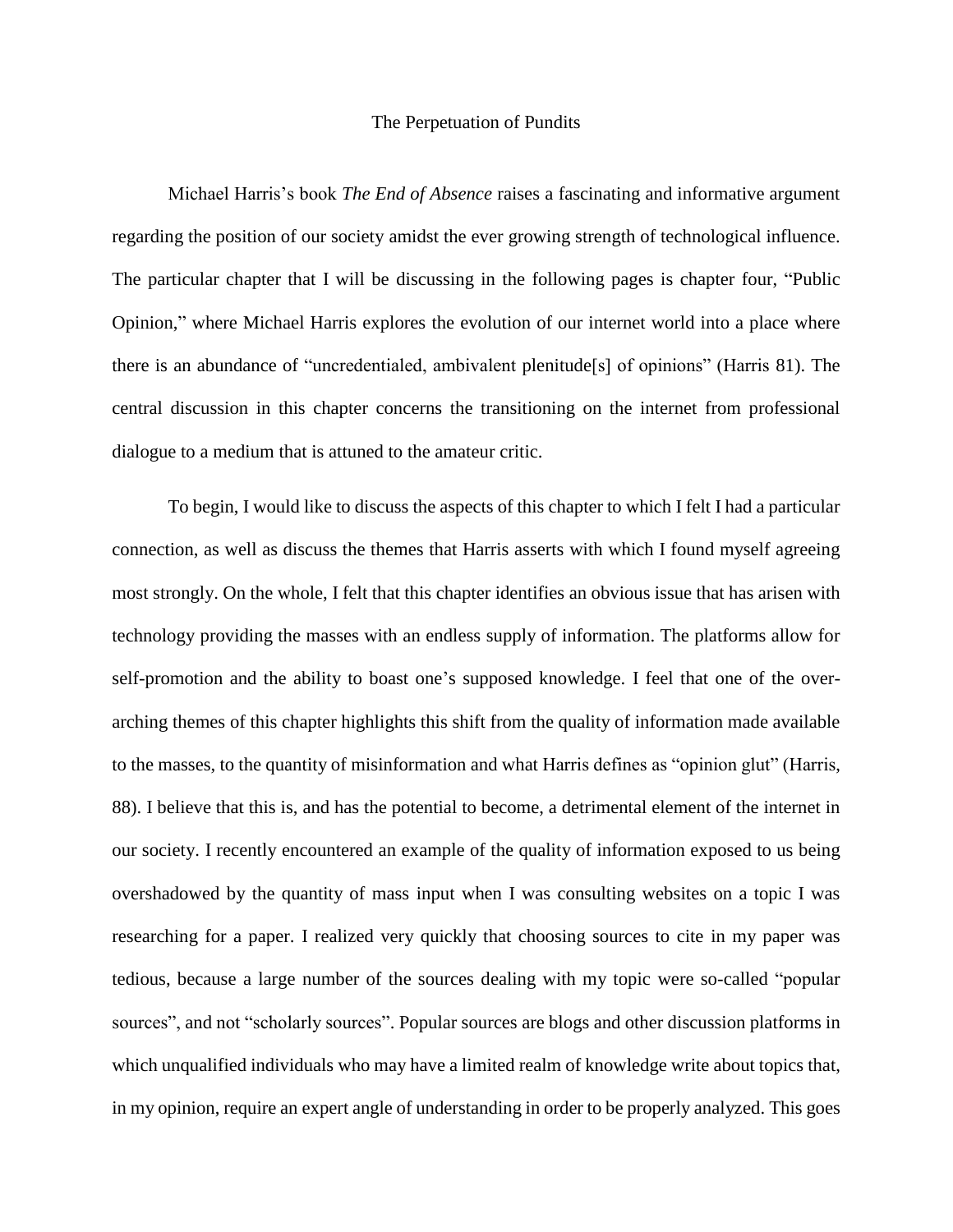The Perpetuation of Pundits

Michael Harris's book *The End of Absence* raises a fascinating and informative argument regarding the position of our society amidst the ever growing strength of technological influence. The particular chapter that I will be discussing in the following pages is chapter four, "Public Opinion," where Michael Harris explores the evolution of our internet world into a place where there is an abundance of "uncredentialed, ambivalent plenitude[s] of opinions" (Harris 81). The central discussion in this chapter concerns the transitioning on the internet from professional dialogue to a medium that is attuned to the amateur critic.

To begin, I would like to discuss the aspects of this chapter to which I felt I had a particular connection, as well as discuss the themes that Harris asserts with which I found myself agreeing most strongly. On the whole, I felt that this chapter identifies an obvious issue that has arisen with technology providing the masses with an endless supply of information. The platforms allow for self-promotion and the ability to boast one's supposed knowledge. I feel that one of the over-arching themes of this chapter highlights this shift from the quality of information made available to the masses, to the quantity of misinformation and what Harris defines as "opinion glut" (Harris, 88). I believe that this is, and has the potential to become, a detrimental element of the internet in our society. I recently encountered an example of the quality of information exposed to us being overshadowed by the quantity of mass input when I was consulting websites on a topic I was researching for a paper. I realized very quickly that choosing sources to cite in my paper was tedious, because a large number of the sources dealing with my topic were so-called "popular sources", and not "scholarly sources". Popular sources are blogs and other discussion platforms in which unqualified individuals who may have a limited realm of knowledge write about topics that, in my opinion, require an expert angle of understanding in order to be properly analyzed. This goes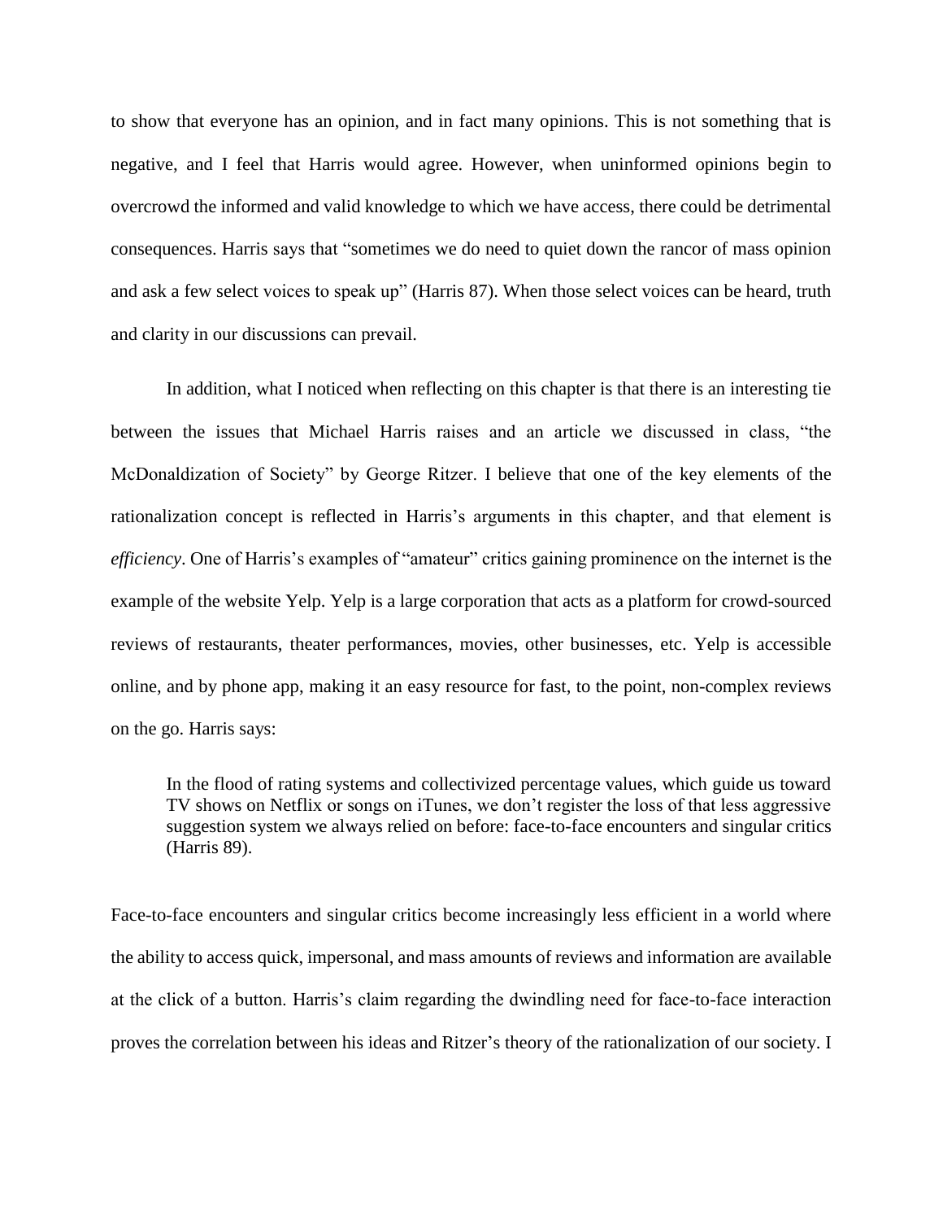to show that everyone has an opinion, and in fact many opinions. This is not something that is negative, and I feel that Harris would agree. However, when uninformed opinions begin to overcrowd the informed and valid knowledge to which we have access, there could be detrimental consequences. Harris says that "sometimes we do need to quiet down the rancor of mass opinion and ask a few select voices to speak up" (Harris 87). When those select voices can be heard, truth and clarity in our discussions can prevail.

In addition, what I noticed when reflecting on this chapter is that there is an interesting tie between the issues that Michael Harris raises and an article we discussed in class, "the McDonaldization of Society" by George Ritzer. I believe that one of the key elements of the rationalization concept is reflected in Harris's arguments in this chapter, and that element is *efficiency*. One of Harris's examples of "amateur" critics gaining prominence on the internet is the example of the website Yelp. Yelp is a large corporation that acts as a platform for crowd-sourced reviews of restaurants, theater performances, movies, other businesses, etc. Yelp is accessible online, and by phone app, making it an easy resource for fast, to the point, non-complex reviews on the go. Harris says:

> In the flood of rating systems and collectivized percentage values, which guide us toward TV shows on Netflix or songs on iTunes, we don't register the loss of that less aggressive suggestion system we always relied on before: face-to-face encounters and singular critics (Harris 89).

Face-to-face encounters and singular critics become increasingly less efficient in a world where the ability to access quick, impersonal, and mass amounts of reviews and information are available at the click of a button. Harris's claim regarding the dwindling need for face-to-face interaction proves the correlation between his ideas and Ritzer's theory of the rationalization of our society. I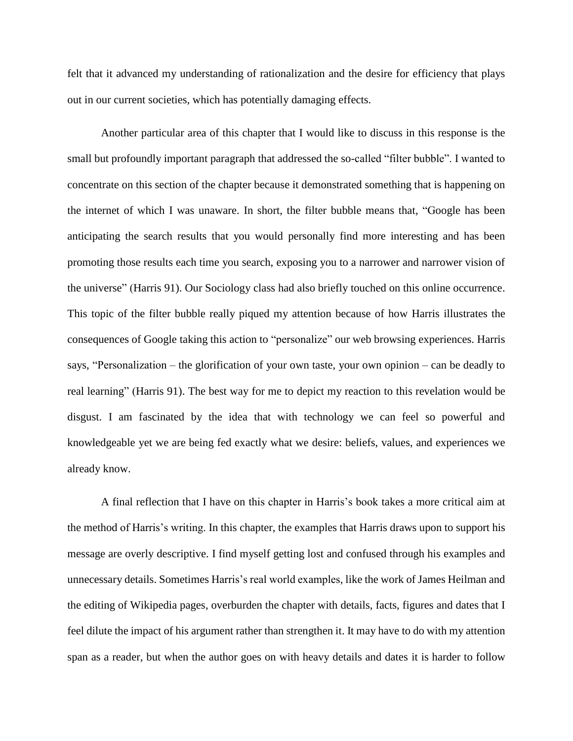felt that it advanced my understanding of rationalization and the desire for efficiency that plays out in our current societies, which has potentially damaging effects.

Another particular area of this chapter that I would like to discuss in this response is the small but profoundly important paragraph that addressed the so-called "filter bubble". I wanted to concentrate on this section of the chapter because it demonstrated something that is happening on the internet of which I was unaware. In short, the filter bubble means that, "Google has been anticipating the search results that you would personally find more interesting and has been promoting those results each time you search, exposing you to a narrower and narrower vision of the universe" (Harris 91). Our Sociology class had also briefly touched on this online occurrence. This topic of the filter bubble really piqued my attention because of how Harris illustrates the consequences of Google taking this action to "personalize" our web browsing experiences. Harris says, "Personalization – the glorification of your own taste, your own opinion – can be deadly to real learning" (Harris 91). The best way for me to depict my reaction to this revelation would be disgust. I am fascinated by the idea that with technology we can feel so powerful and knowledgeable yet we are being fed exactly what we desire: beliefs, values, and experiences we already know.

A final reflection that I have on this chapter in Harris's book takes a more critical aim at the method of Harris's writing. In this chapter, the examples that Harris draws upon to support his message are overly descriptive. I find myself getting lost and confused through his examples and unnecessary details. Sometimes Harris's real world examples, like the work of James Heilman and the editing of Wikipedia pages, overburden the chapter with details, facts, figures and dates that I feel dilute the impact of his argument rather than strengthen it. It may have to do with my attention span as a reader, but when the author goes on with heavy details and dates it is harder to follow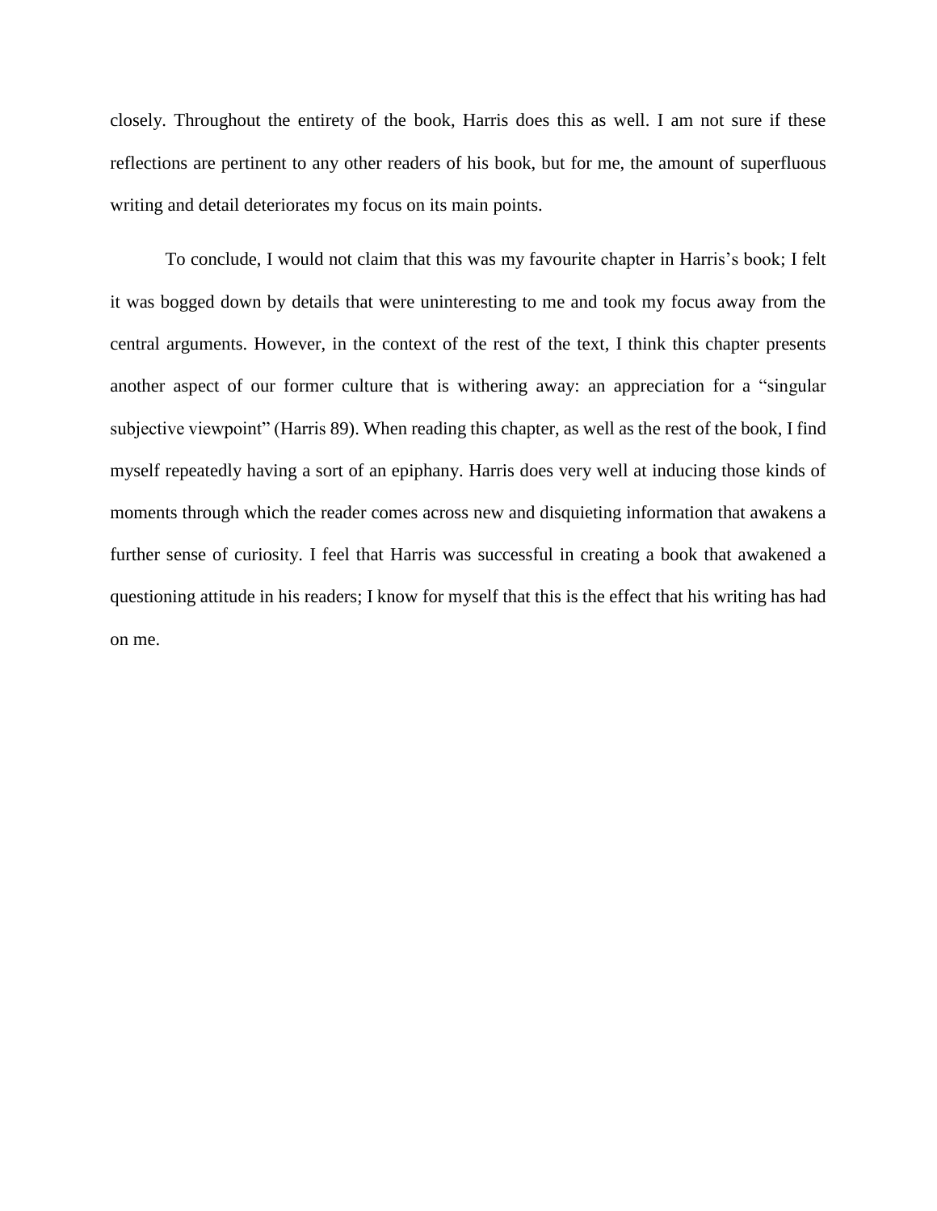closely. Throughout the entirety of the book, Harris does this as well. I am not sure if these reflections are pertinent to any other readers of his book, but for me, the amount of superfluous writing and detail deteriorates my focus on its main points.

To conclude, I would not claim that this was my favourite chapter in Harris's book; I felt it was bogged down by details that were uninteresting to me and took my focus away from the central arguments. However, in the context of the rest of the text, I think this chapter presents another aspect of our former culture that is withering away: an appreciation for a "singular subjective viewpoint" (Harris 89). When reading this chapter, as well as the rest of the book, I find myself repeatedly having a sort of an epiphany. Harris does very well at inducing those kinds of moments through which the reader comes across new and disquieting information that awakens a further sense of curiosity. I feel that Harris was successful in creating a book that awakened a questioning attitude in his readers; I know for myself that this is the effect that his writing has had on me.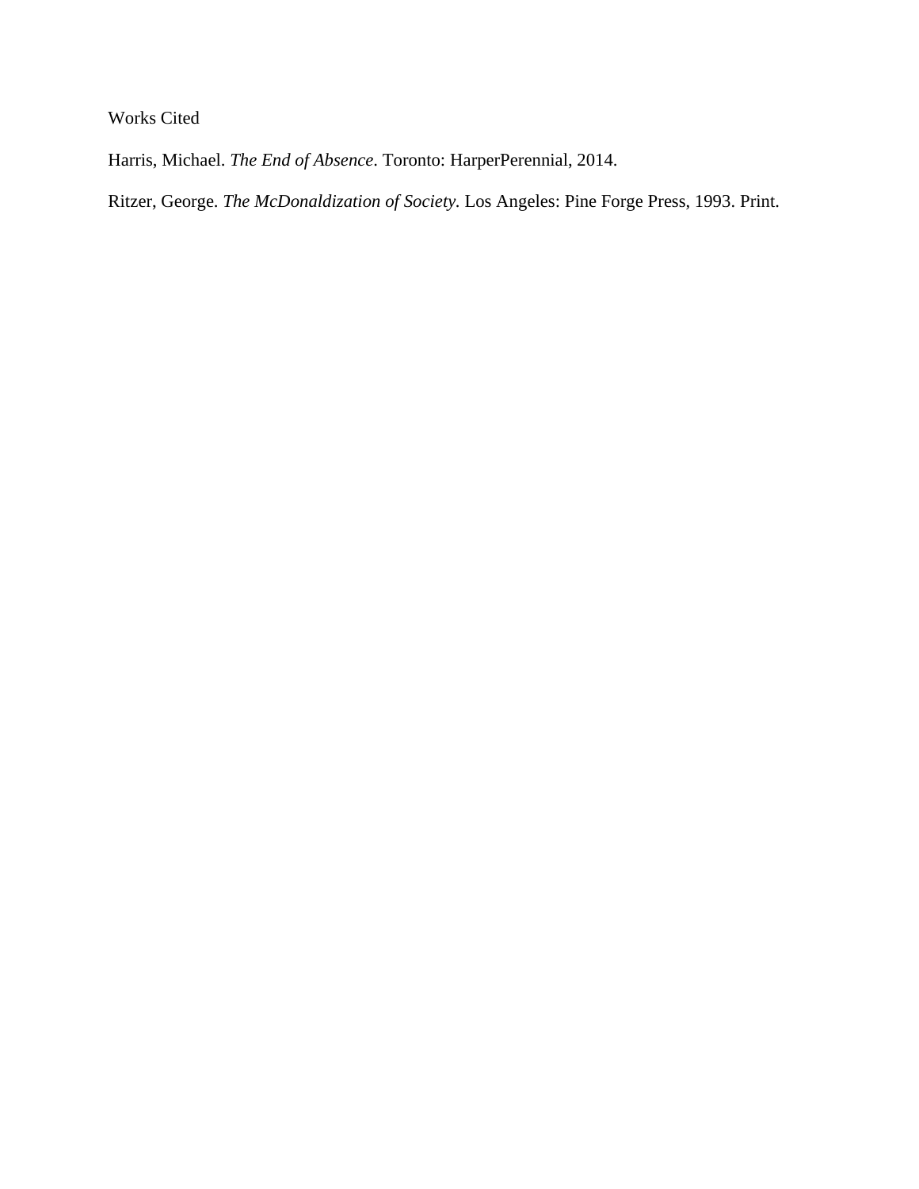# Works Cited

Harris, Michael. *The End of Absence*. Toronto: HarperPerennial, 2014.

Ritzer, George. *The McDonaldization of Society*. Los Angeles: Pine Forge Press, 1993. Print.